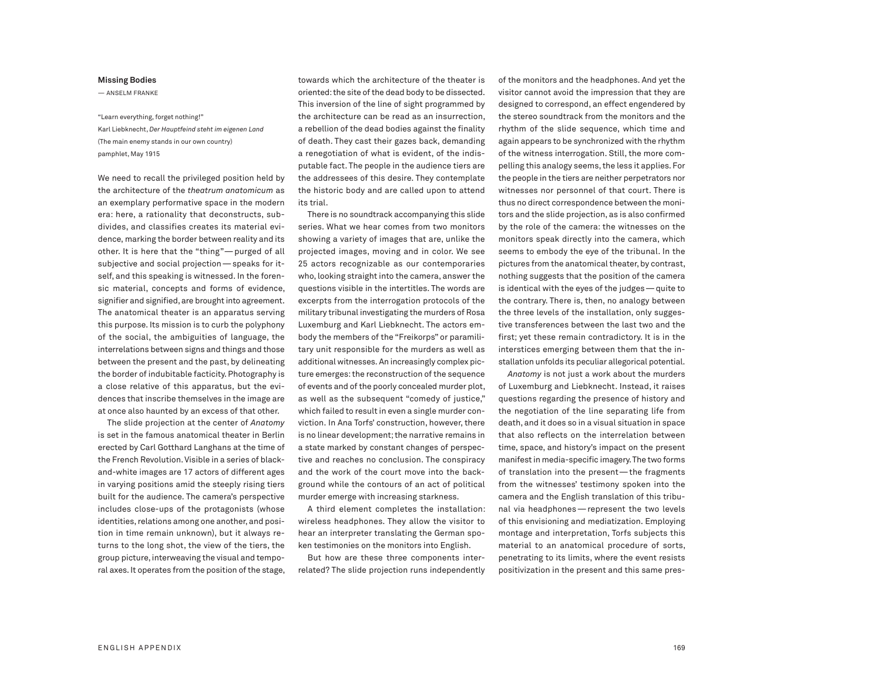## Missing Bodies

— ANSELM FRANKE

"Learn everything, forget nothing!"
Karl Liebknecht, *Der Hauptfeind steht im eigenen Land*
(The main enemy stands in our own country)
pamphlet, May 1915

We need to recall the privileged position held by the architecture of the *theatrum anatomicum* as an exemplary performative space in the modern era: here, a rationality that deconstructs, subdivides, and classifies creates its material evidence, marking the border between reality and its other. It is here that the "thing" — purged of all subjective and social projection — speaks for itself, and this speaking is witnessed. In the forensic material, concepts and forms of evidence, signifier and signified, are brought into agreement. The anatomical theater is an apparatus serving this purpose. Its mission is to curb the polyphony of the social, the ambiguities of language, the interrelations between signs and things and those between the present and the past, by delineating the border of indubitable facticity. Photography is a close relative of this apparatus, but the evidences that inscribe themselves in the image are at once also haunted by an excess of that other.

The slide projection at the center of *Anatomy* is set in the famous anatomical theater in Berlin erected by Carl Gotthard Langhans at the time of the French Revolution. Visible in a series of black-and-white images are 17 actors of different ages in varying positions amid the steeply rising tiers built for the audience. The camera's perspective includes close-ups of the protagonists (whose identities, relations among one another, and position in time remain unknown), but it always returns to the long shot, the view of the tiers, the group picture, interweaving the visual and temporal axes. It operates from the position of the stage, towards which the architecture of the theater is oriented: the site of the dead body to be dissected. This inversion of the line of sight programmed by the architecture can be read as an insurrection, a rebellion of the dead bodies against the finality of death. They cast their gazes back, demanding a renegotiation of what is evident, of the indisputable fact. The people in the audience tiers are the addressees of this desire. They contemplate the historic body and are called upon to attend its trial.

There is no soundtrack accompanying this slide series. What we hear comes from two monitors showing a variety of images that are, unlike the projected images, moving and in color. We see 25 actors recognizable as our contemporaries who, looking straight into the camera, answer the questions visible in the intertitles. The words are excerpts from the interrogation protocols of the military tribunal investigating the murders of Rosa Luxemburg and Karl Liebknecht. The actors embody the members of the "Freikorps" or paramilitary unit responsible for the murders as well as additional witnesses. An increasingly complex picture emerges: the reconstruction of the sequence of events and of the poorly concealed murder plot, as well as the subsequent "comedy of justice," which failed to result in even a single murder conviction. In Ana Torfs' construction, however, there is no linear development; the narrative remains in a state marked by constant changes of perspective and reaches no conclusion. The conspiracy and the work of the court move into the background while the contours of an act of political murder emerge with increasing starkness.

A third element completes the installation: wireless headphones. They allow the visitor to hear an interpreter translating the German spoken testimonies on the monitors into English.

But how are these three components interrelated? The slide projection runs independently of the monitors and the headphones. And yet the visitor cannot avoid the impression that they are designed to correspond, an effect engendered by the stereo soundtrack from the monitors and the rhythm of the slide sequence, which time and again appears to be synchronized with the rhythm of the witness interrogation. Still, the more compelling this analogy seems, the less it applies. For the people in the tiers are neither perpetrators nor witnesses nor personnel of that court. There is thus no direct correspondence between the monitors and the slide projection, as is also confirmed by the role of the camera: the witnesses on the monitors speak directly into the camera, which seems to embody the eye of the tribunal. In the pictures from the anatomical theater, by contrast, nothing suggests that the position of the camera is identical with the eyes of the judges — quite to the contrary. There is, then, no analogy between the three levels of the installation, only suggestive transferences between the last two and the first; yet these remain contradictory. It is in the interstices emerging between them that the installation unfolds its peculiar allegorical potential.

*Anatomy* is not just a work about the murders of Luxemburg and Liebknecht. Instead, it raises questions regarding the presence of history and the negotiation of the line separating life from death, and it does so in a visual situation in space that also reflects on the interrelation between time, space, and history's impact on the present manifest in media-specific imagery. The two forms of translation into the present — the fragments from the witnesses' testimony spoken into the camera and the English translation of this tribunal via headphones — represent the two levels of this envisioning and mediatization. Employing montage and interpretation, Torfs subjects this material to an anatomical procedure of sorts, penetrating to its limits, where the event resists positivization in the present and this same pres-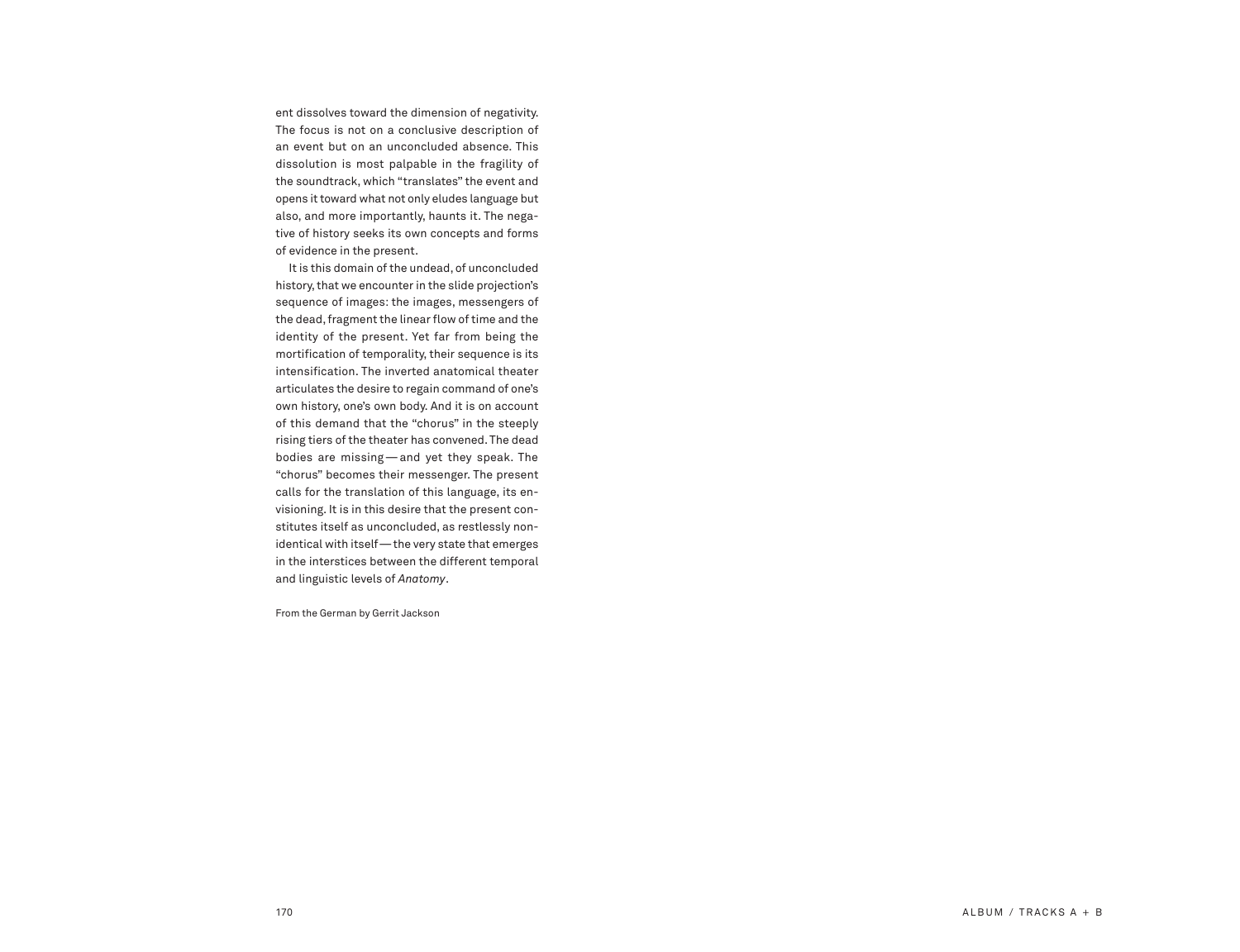ent dissolves toward the dimension of negativity. The focus is not on a conclusive description of an event but on an unconcluded absence. This dissolution is most palpable in the fragility of the soundtrack, which "translates" the event and opens it toward what not only eludes language but also, and more importantly, haunts it. The negative of history seeks its own concepts and forms of evidence in the present.

It is this domain of the undead, of unconcluded history, that we encounter in the slide projection's sequence of images: the images, messengers of the dead, fragment the linear flow of time and the identity of the present. Yet far from being the mortification of temporality, their sequence is its intensification. The inverted anatomical theater articulates the desire to regain command of one's own history, one's own body. And it is on account of this demand that the "chorus" in the steeply rising tiers of the theater has convened. The dead bodies are missing — and yet they speak. The "chorus" becomes their messenger. The present calls for the translation of this language, its envisioning. It is in this desire that the present constitutes itself as unconcluded, as restlessly non-identical with itself — the very state that emerges in the interstices between the different temporal and linguistic levels of *Anatomy*.

From the German by Gerrit Jackson